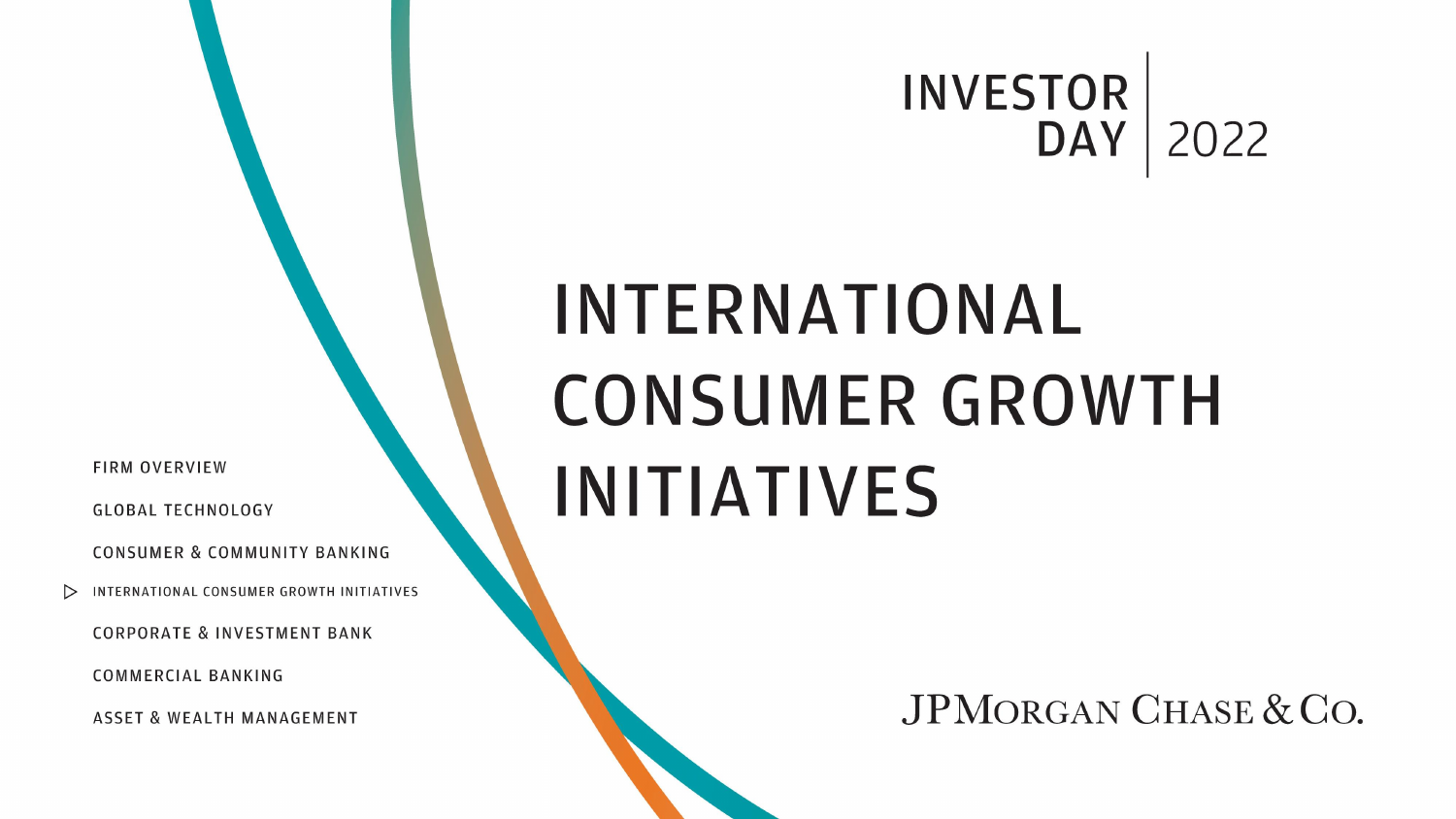INVESTOR DAY | 2022

# INTERNATIONAL CONSUMER GROWTH INITIATIVES

- FIRM OVERVIEW
- GLOBAL TECHNOLOGY
- CONSUMER & COMMUNITY BANKING
- ▷ INTERNATIONAL CONSUMER GROWTH INITIATIVES
- CORPORATE & INVESTMENT BANK
- COMMERCIAL BANKING
- ASSET & WEALTH MANAGEMENT

JPMORGAN CHASE & CO.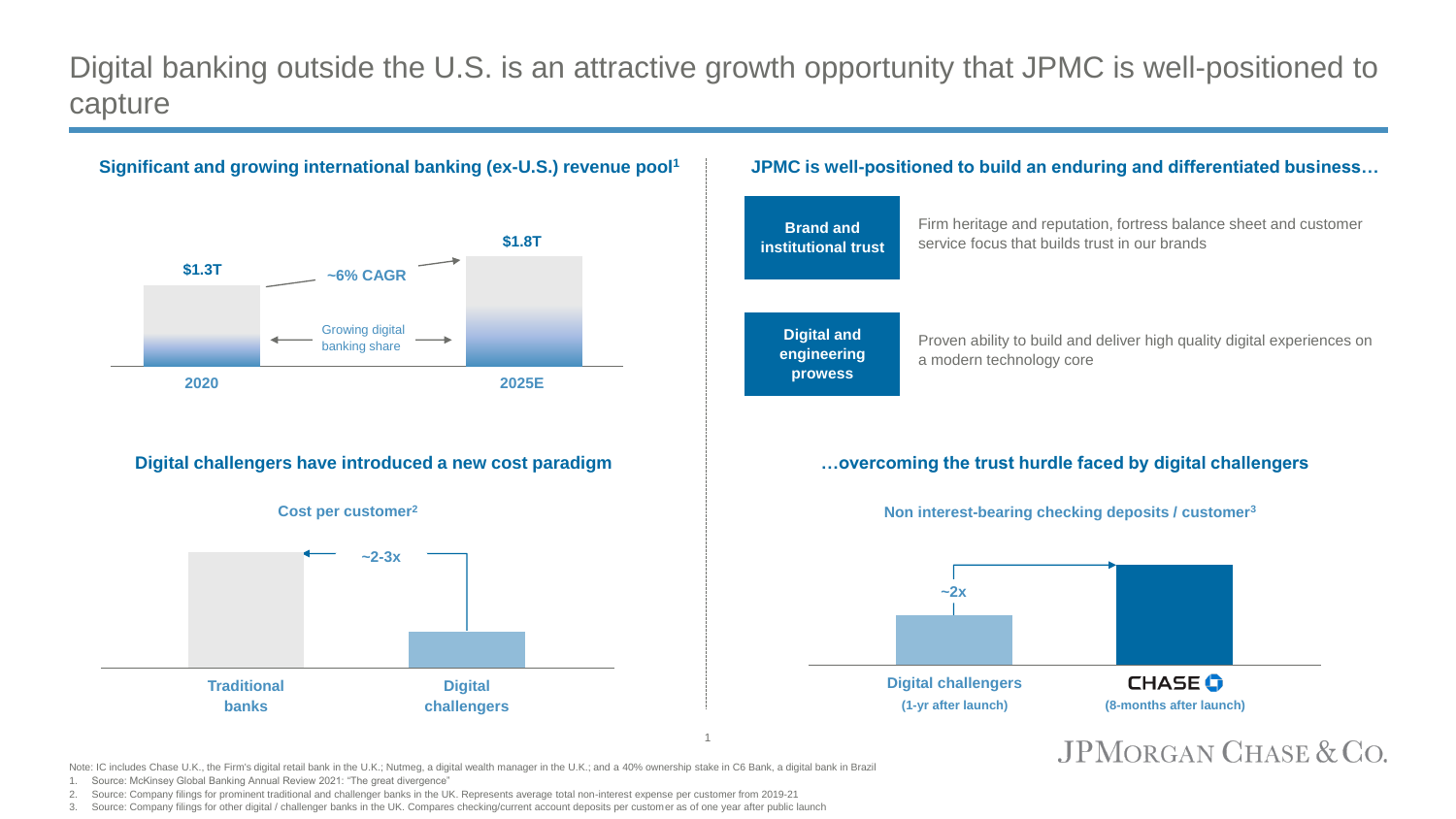# Digital banking outside the U.S. is an attractive growth opportunity that JPMC is well-positioned to capture

## Significant and growing international banking (ex-U.S.) revenue pool[1]

| | 2020 | 2025E |
|---|---|---|
| Revenue pool | $1.3T | $1.8T |

~6% CAGR

Growing digital banking share

## Digital challengers have introduced a new cost paradigm

**Cost per customer[2]**

Traditional banks vs. Digital challengers: ~2-3x

## JPMC is well-positioned to build an enduring and differentiated business…

**Brand and institutional trust** — Firm heritage and reputation, fortress balance sheet and customer service focus that builds trust in our brands

**Digital and engineering prowess** — Proven ability to build and deliver high quality digital experiences on a modern technology core

## …overcoming the trust hurdle faced by digital challengers

**Non interest-bearing checking deposits / customer[3]**

Digital challengers (1-yr after launch) vs. CHASE (8-months after launch): ~2x

Note: IC includes Chase U.K., the Firm's digital retail bank in the U.K.; Nutmeg, a digital wealth manager in the U.K.; and a 40% ownership stake in C6 Bank, a digital bank in Brazil

1. Source: McKinsey Global Banking Annual Review 2021: "The great divergence"
2. Source: Company filings for prominent traditional and challenger banks in the UK. Represents average total non-interest expense per customer from 2019-21
3. Source: Company filings for other digital / challenger banks in the UK. Compares checking/current account deposits per customer as of one year after public launch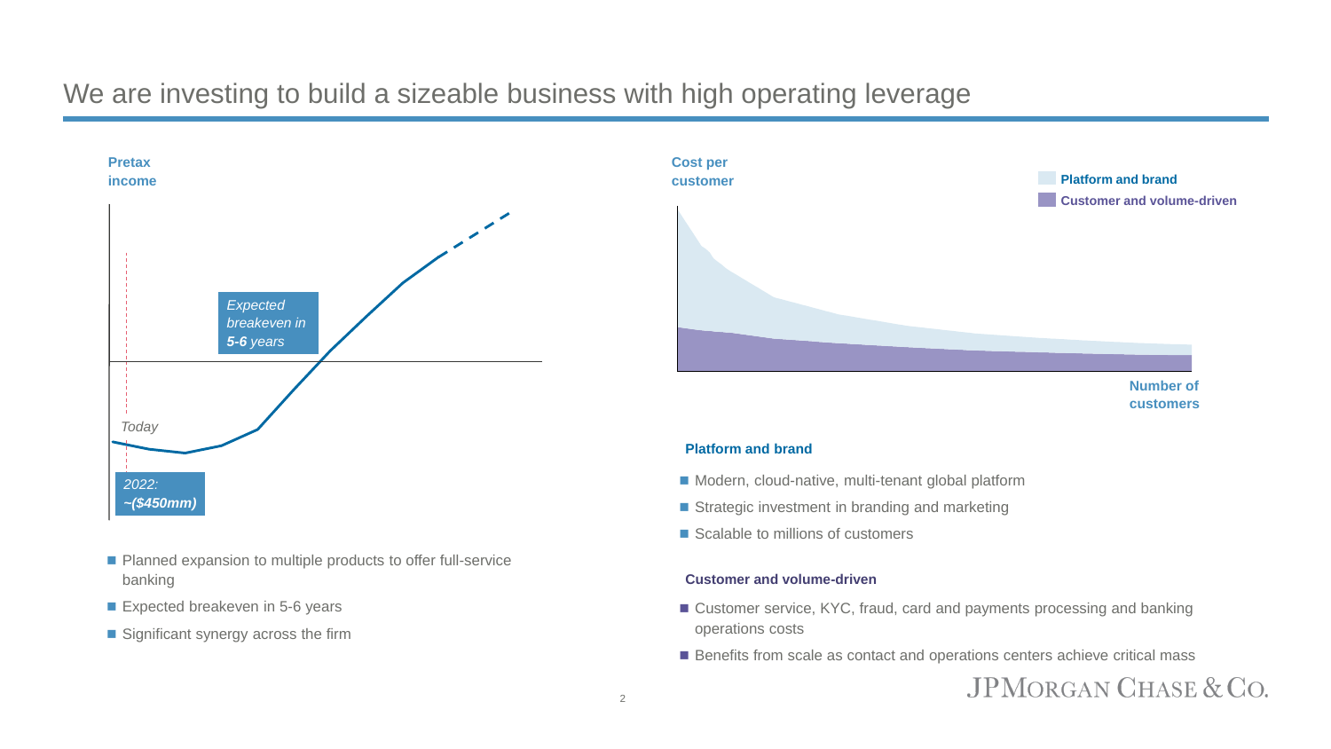# We are investing to build a sizeable business with high operating leverage

**Pretax income**

Today

*Expected breakeven in **5-6** years*

***2022: ~($450mm)***

- Planned expansion to multiple products to offer full-service banking
- Expected breakeven in 5-6 years
- Significant synergy across the firm

**Cost per customer**

**Platform and brand**

**Customer and volume-driven**

**Number of customers**

**Platform and brand**

- Modern, cloud-native, multi-tenant global platform
- Strategic investment in branding and marketing
- Scalable to millions of customers

**Customer and volume-driven**

- Customer service, KYC, fraud, card and payments processing and banking operations costs
- Benefits from scale as contact and operations centers achieve critical mass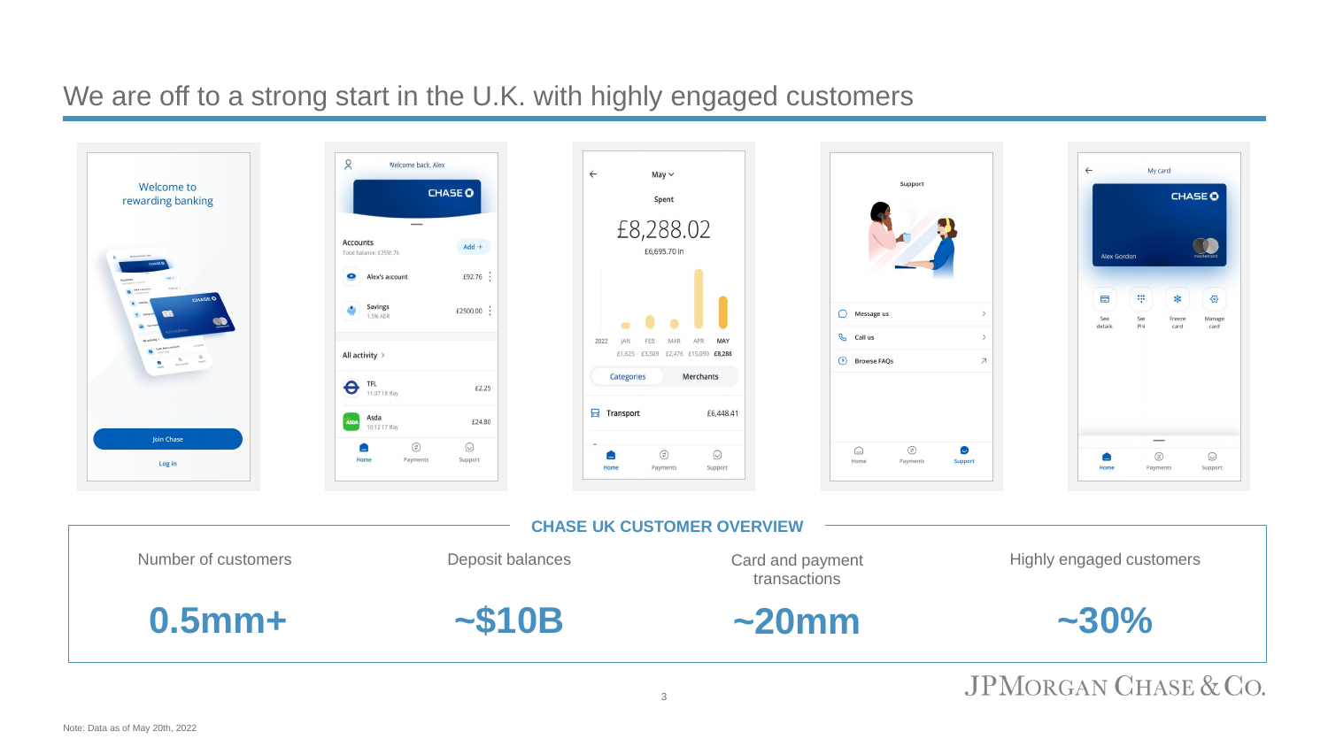# We are off to a strong start in the U.K. with highly engaged customers

## CHASE UK CUSTOMER OVERVIEW

| Number of customers | Deposit balances | Card and payment transactions | Highly engaged customers |
|---|---|---|---|
| **0.5mm+** | **~$10B** | **~20mm** | **~30%** |

Note: Data as of May 20th, 2022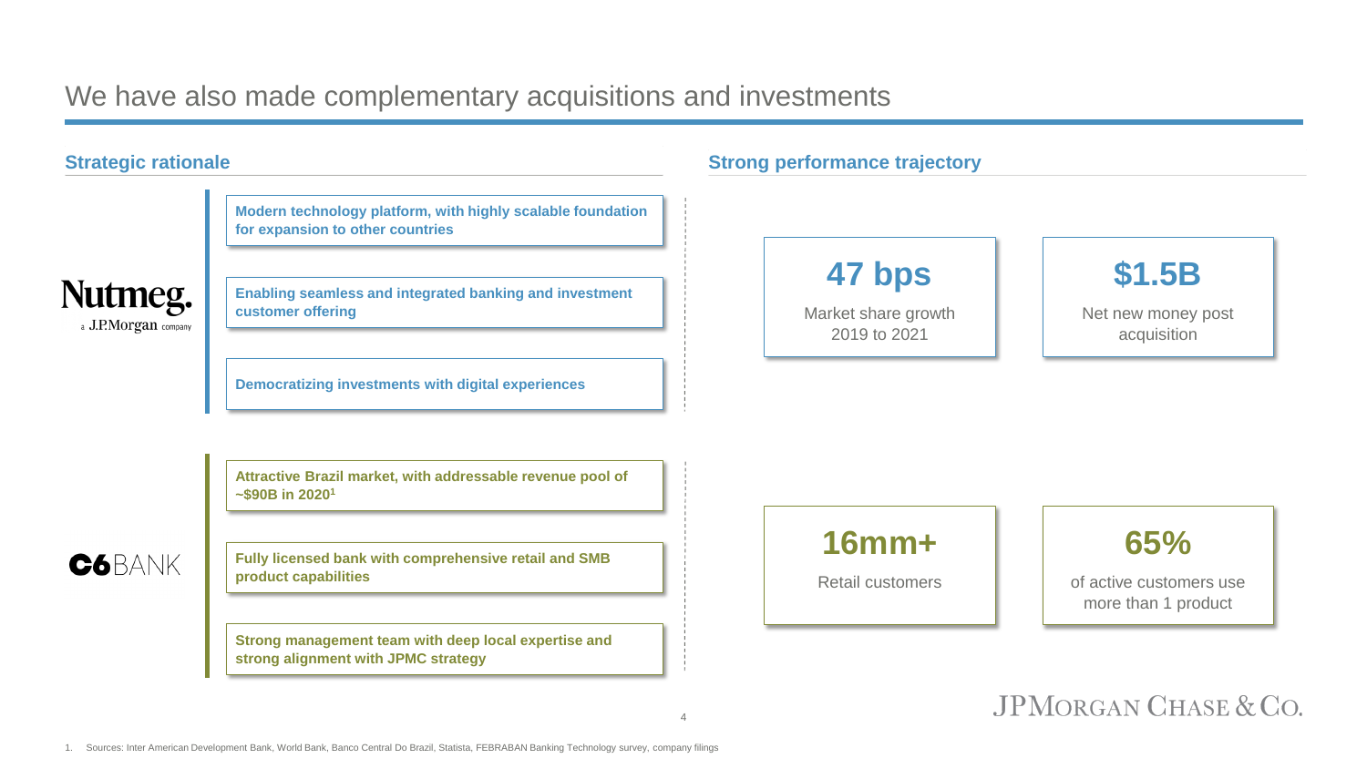# We have also made complementary acquisitions and investments

## Strategic rationale

**Nutmeg.** a J.P.Morgan company

- **Modern technology platform, with highly scalable foundation for expansion to other countries**
- **Enabling seamless and integrated banking and investment customer offering**
- **Democratizing investments with digital experiences**

**C6 BANK**

- **Attractive Brazil market, with addressable revenue pool of ~$90B in 2020[1]**
- **Fully licensed bank with comprehensive retail and SMB product capabilities**
- **Strong management team with deep local expertise and strong alignment with JPMC strategy**

## Strong performance trajectory

**Nutmeg**

**47 bps**
Market share growth 2019 to 2021

**$1.5B**
Net new money post acquisition

**C6 Bank**

**16mm+**
Retail customers

**65%**
of active customers use more than 1 product

JPMORGAN CHASE & CO.

1. Sources: Inter American Development Bank, World Bank, Banco Central Do Brazil, Statista, FEBRABAN Banking Technology survey, company filings